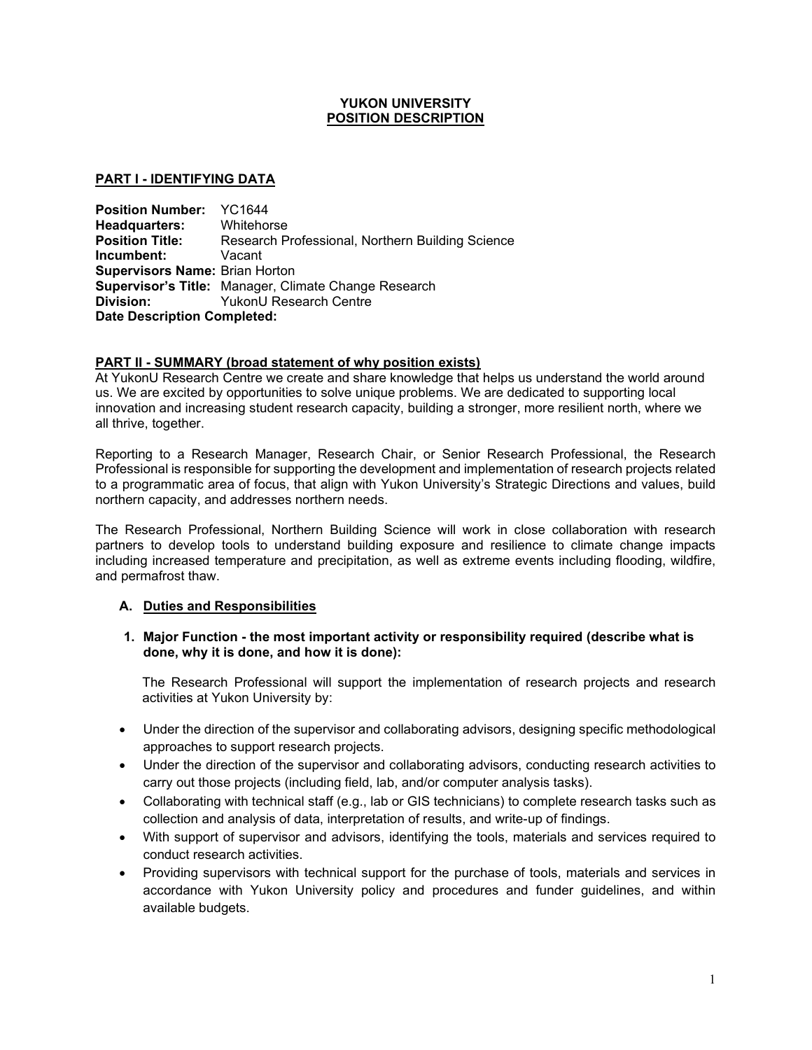# YUKON UNIVERSITY
## POSITION DESCRIPTION

## PART I - IDENTIFYING DATA

**Position Number:** YC1644
**Headquarters:** Whitehorse
**Position Title:** Research Professional, Northern Building Science
**Incumbent:** Vacant
**Supervisors Name:** Brian Horton
**Supervisor's Title:** Manager, Climate Change Research
**Division:** YukonU Research Centre
**Date Description Completed:**

## PART II - SUMMARY (broad statement of why position exists)

At YukonU Research Centre we create and share knowledge that helps us understand the world around us. We are excited by opportunities to solve unique problems. We are dedicated to supporting local innovation and increasing student research capacity, building a stronger, more resilient north, where we all thrive, together.

Reporting to a Research Manager, Research Chair, or Senior Research Professional, the Research Professional is responsible for supporting the development and implementation of research projects related to a programmatic area of focus, that align with Yukon University's Strategic Directions and values, build northern capacity, and addresses northern needs.

The Research Professional, Northern Building Science will work in close collaboration with research partners to develop tools to understand building exposure and resilience to climate change impacts including increased temperature and precipitation, as well as extreme events including flooding, wildfire, and permafrost thaw.

### A. Duties and Responsibilities

**1. Major Function - the most important activity or responsibility required (describe what is done, why it is done, and how it is done):**

The Research Professional will support the implementation of research projects and research activities at Yukon University by:

- Under the direction of the supervisor and collaborating advisors, designing specific methodological approaches to support research projects.
- Under the direction of the supervisor and collaborating advisors, conducting research activities to carry out those projects (including field, lab, and/or computer analysis tasks).
- Collaborating with technical staff (e.g., lab or GIS technicians) to complete research tasks such as collection and analysis of data, interpretation of results, and write-up of findings.
- With support of supervisor and advisors, identifying the tools, materials and services required to conduct research activities.
- Providing supervisors with technical support for the purchase of tools, materials and services in accordance with Yukon University policy and procedures and funder guidelines, and within available budgets.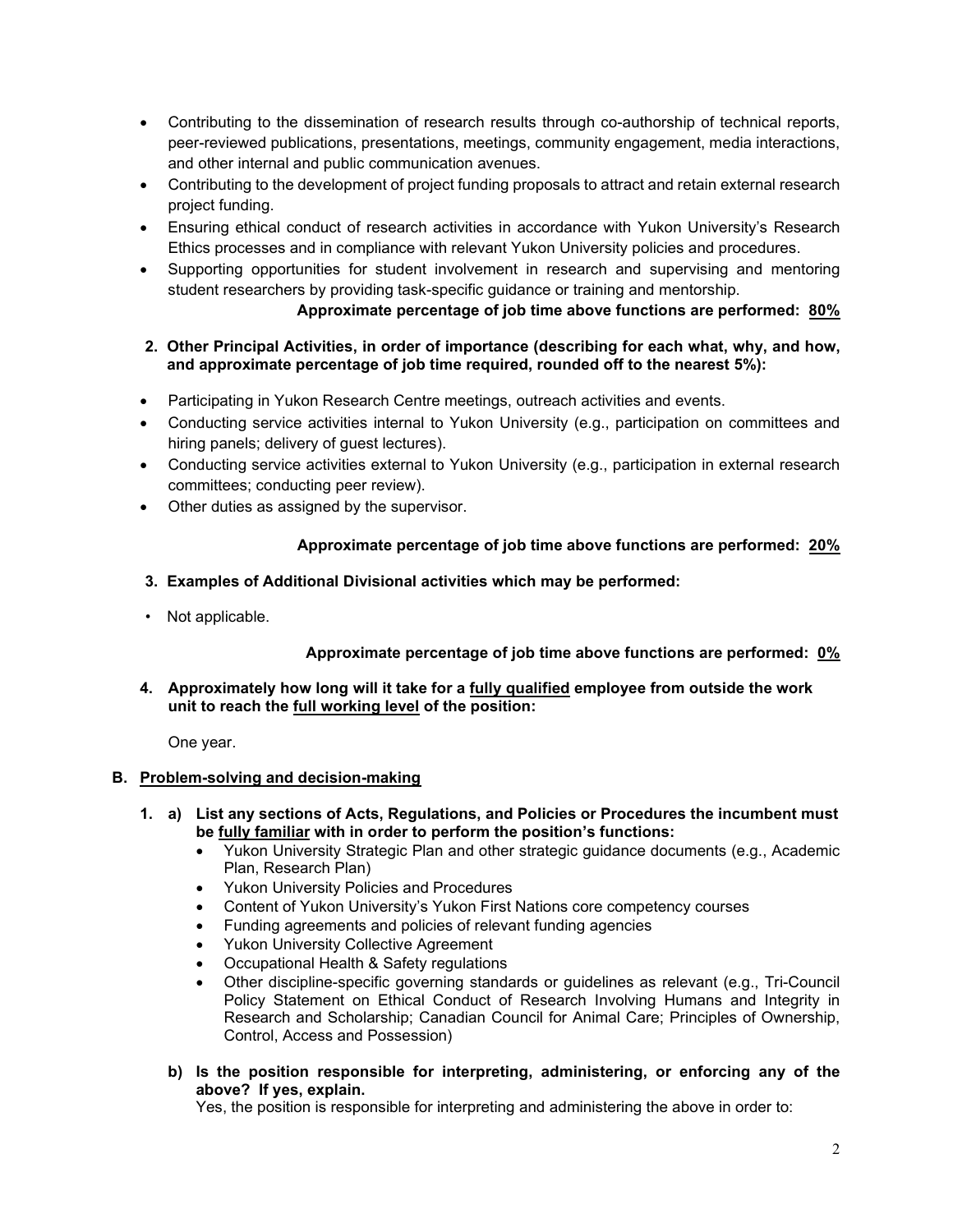- Contributing to the dissemination of research results through co-authorship of technical reports, peer-reviewed publications, presentations, meetings, community engagement, media interactions, and other internal and public communication avenues.
- Contributing to the development of project funding proposals to attract and retain external research project funding.
- Ensuring ethical conduct of research activities in accordance with Yukon University's Research Ethics processes and in compliance with relevant Yukon University policies and procedures.
- Supporting opportunities for student involvement in research and supervising and mentoring student researchers by providing task-specific guidance or training and mentorship.

**Approximate percentage of job time above functions are performed: <u>80%</u>**

**2. Other Principal Activities, in order of importance (describing for each what, why, and how, and approximate percentage of job time required, rounded off to the nearest 5%):**

- Participating in Yukon Research Centre meetings, outreach activities and events.
- Conducting service activities internal to Yukon University (e.g., participation on committees and hiring panels; delivery of guest lectures).
- Conducting service activities external to Yukon University (e.g., participation in external research committees; conducting peer review).
- Other duties as assigned by the supervisor.

**Approximate percentage of job time above functions are performed: <u>20%</u>**

**3. Examples of Additional Divisional activities which may be performed:**

- Not applicable.

**Approximate percentage of job time above functions are performed: <u>0%</u>**

**4. Approximately how long will it take for a <u>fully qualified</u> employee from outside the work unit to reach the <u>full working level</u> of the position:**

One year.

## B. <u>Problem-solving and decision-making</u>

**1. a) List any sections of Acts, Regulations, and Policies or Procedures the incumbent must be <u>fully familiar</u> with in order to perform the position's functions:**

- Yukon University Strategic Plan and other strategic guidance documents (e.g., Academic Plan, Research Plan)
- Yukon University Policies and Procedures
- Content of Yukon University's Yukon First Nations core competency courses
- Funding agreements and policies of relevant funding agencies
- Yukon University Collective Agreement
- Occupational Health & Safety regulations
- Other discipline-specific governing standards or guidelines as relevant (e.g., Tri-Council Policy Statement on Ethical Conduct of Research Involving Humans and Integrity in Research and Scholarship; Canadian Council for Animal Care; Principles of Ownership, Control, Access and Possession)

**b) Is the position responsible for interpreting, administering, or enforcing any of the above? If yes, explain.**

Yes, the position is responsible for interpreting and administering the above in order to: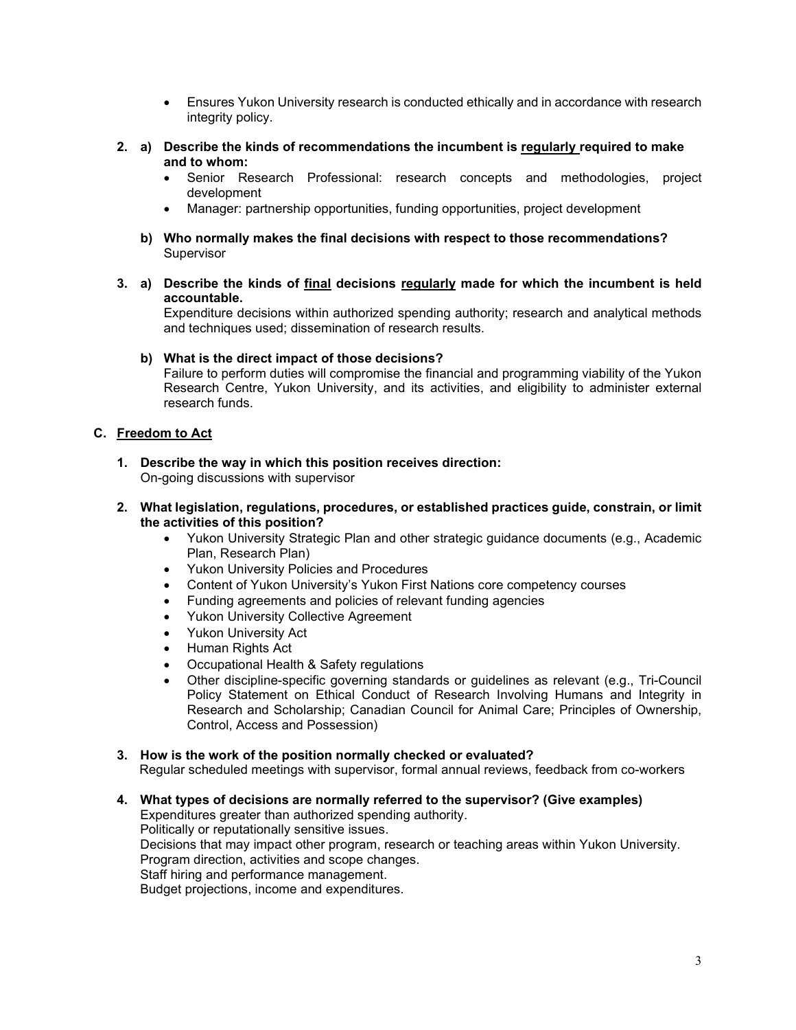- Ensures Yukon University research is conducted ethically and in accordance with research integrity policy.

**2. a) Describe the kinds of recommendations the incumbent is <u>regularly</u> required to make and to whom:**

- Senior Research Professional: research concepts and methodologies, project development
- Manager: partnership opportunities, funding opportunities, project development

**b) Who normally makes the final decisions with respect to those recommendations?**
Supervisor

**3. a) Describe the kinds of <u>final</u> decisions <u>regularly</u> made for which the incumbent is held accountable.**
Expenditure decisions within authorized spending authority; research and analytical methods and techniques used; dissemination of research results.

**b) What is the direct impact of those decisions?**
Failure to perform duties will compromise the financial and programming viability of the Yukon Research Centre, Yukon University, and its activities, and eligibility to administer external research funds.

## C. <u>Freedom to Act</u>

**1. Describe the way in which this position receives direction:**
On-going discussions with supervisor

**2. What legislation, regulations, procedures, or established practices guide, constrain, or limit the activities of this position?**

- Yukon University Strategic Plan and other strategic guidance documents (e.g., Academic Plan, Research Plan)
- Yukon University Policies and Procedures
- Content of Yukon University's Yukon First Nations core competency courses
- Funding agreements and policies of relevant funding agencies
- Yukon University Collective Agreement
- Yukon University Act
- Human Rights Act
- Occupational Health & Safety regulations
- Other discipline-specific governing standards or guidelines as relevant (e.g., Tri-Council Policy Statement on Ethical Conduct of Research Involving Humans and Integrity in Research and Scholarship; Canadian Council for Animal Care; Principles of Ownership, Control, Access and Possession)

**3. How is the work of the position normally checked or evaluated?**
Regular scheduled meetings with supervisor, formal annual reviews, feedback from co-workers

**4. What types of decisions are normally referred to the supervisor? (Give examples)**
Expenditures greater than authorized spending authority.
Politically or reputationally sensitive issues.
Decisions that may impact other program, research or teaching areas within Yukon University.
Program direction, activities and scope changes.
Staff hiring and performance management.
Budget projections, income and expenditures.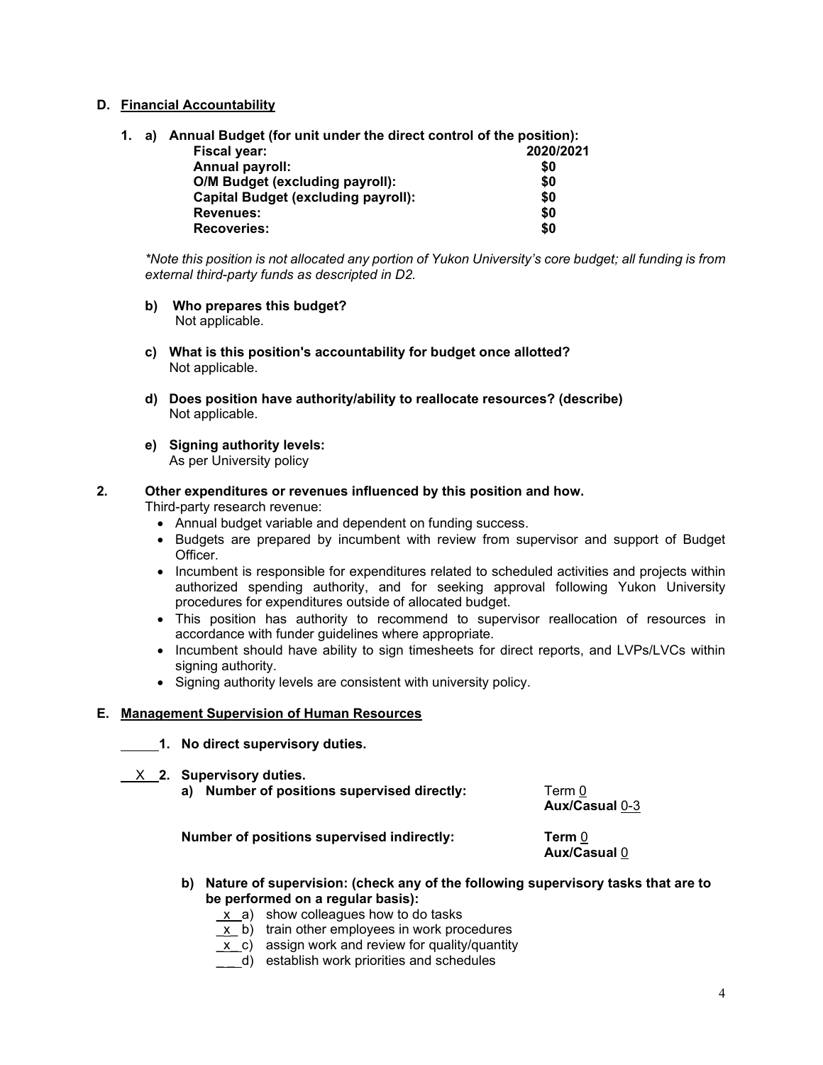## D. Financial Accountability

**1. a) Annual Budget (for unit under the direct control of the position):**

| | |
|---|---|
| **Fiscal year:** | **2020/2021** |
| **Annual payroll:** | **$0** |
| **O/M Budget (excluding payroll):** | **$0** |
| **Capital Budget (excluding payroll):** | **$0** |
| **Revenues:** | **$0** |
| **Recoveries:** | **$0** |

*\*Note this position is not allocated any portion of Yukon University's core budget; all funding is from external third-party funds as descripted in D2.*

**b) Who prepares this budget?**
Not applicable.

**c) What is this position's accountability for budget once allotted?**
Not applicable.

**d) Does position have authority/ability to reallocate resources? (describe)**
Not applicable.

**e) Signing authority levels:**
As per University policy

**2. Other expenditures or revenues influenced by this position and how.**

Third-party research revenue:

- Annual budget variable and dependent on funding success.
- Budgets are prepared by incumbent with review from supervisor and support of Budget Officer.
- Incumbent is responsible for expenditures related to scheduled activities and projects within authorized spending authority, and for seeking approval following Yukon University procedures for expenditures outside of allocated budget.
- This position has authority to recommend to supervisor reallocation of resources in accordance with funder guidelines where appropriate.
- Incumbent should have ability to sign timesheets for direct reports, and LVPs/LVCs within signing authority.
- Signing authority levels are consistent with university policy.

## E. Management Supervision of Human Resources

_____ **1. No direct supervisory duties.**

__X__ **2. Supervisory duties.**

**a) Number of positions supervised directly:** Term 0, **Aux/Casual** 0-3

**Number of positions supervised indirectly:** **Term** 0, **Aux/Casual** 0

**b) Nature of supervision: (check any of the following supervisory tasks that are to be performed on a regular basis):**

- _x_ a) show colleagues how to do tasks
- _x_ b) train other employees in work procedures
- _x_ c) assign work and review for quality/quantity
- ___ d) establish work priorities and schedules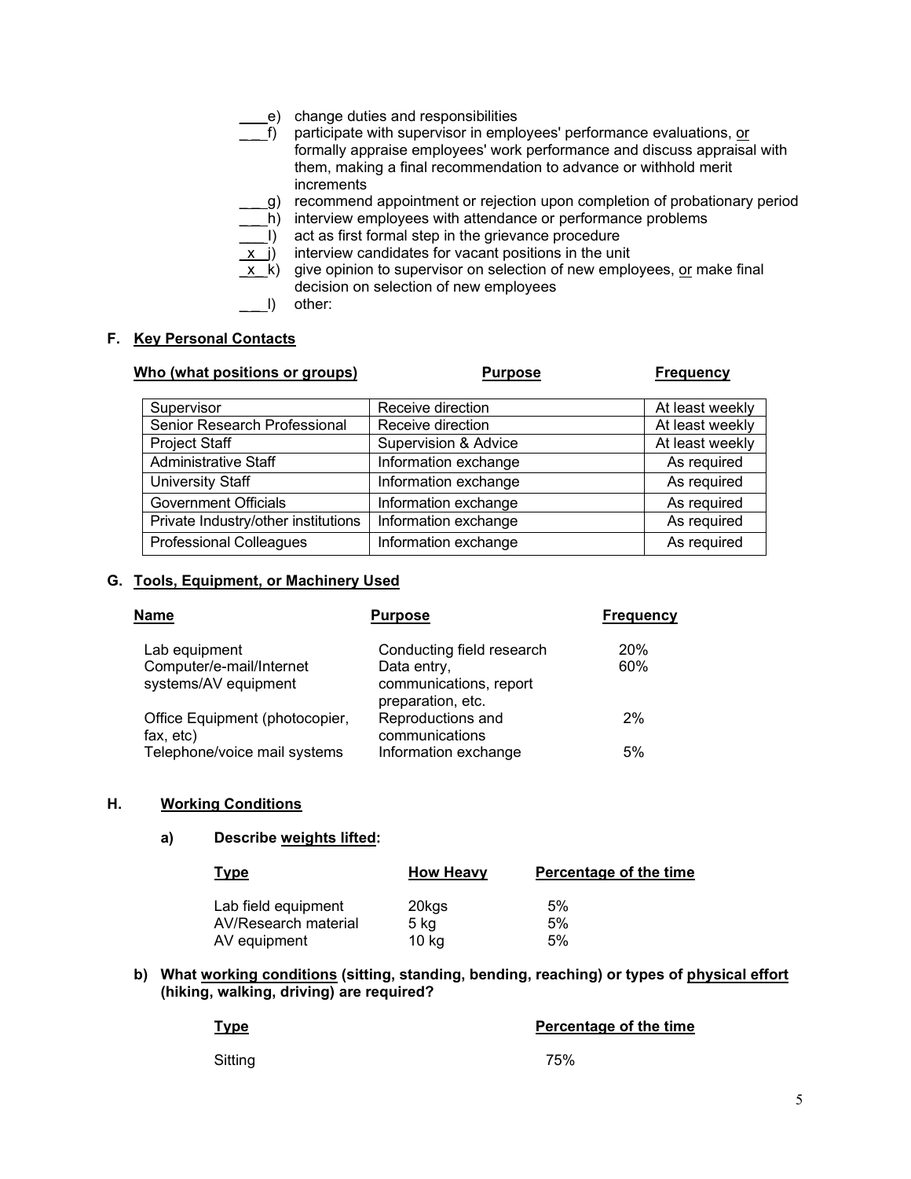\_\_\_\_e) change duties and responsibilities

\_\_\_f) participate with supervisor in employees' performance evaluations, or formally appraise employees' work performance and discuss appraisal with them, making a final recommendation to advance or withhold merit increments

\_\_\_g) recommend appointment or rejection upon completion of probationary period

\_\_\_h) interview employees with attendance or performance problems

\_\_\_I) act as first formal step in the grievance procedure

_x_ j) interview candidates for vacant positions in the unit

_x_ k) give opinion to supervisor on selection of new employees, or make final decision on selection of new employees

\_\_\_l) other:

## F. Key Personal Contacts

| Who (what positions or groups) | Purpose | Frequency |
|---|---|---|
| Supervisor | Receive direction | At least weekly |
| Senior Research Professional | Receive direction | At least weekly |
| Project Staff | Supervision & Advice | At least weekly |
| Administrative Staff | Information exchange | As required |
| University Staff | Information exchange | As required |
| Government Officials | Information exchange | As required |
| Private Industry/other institutions | Information exchange | As required |
| Professional Colleagues | Information exchange | As required |

## G. Tools, Equipment, or Machinery Used

| Name | Purpose | Frequency |
|---|---|---|
| Lab equipment | Conducting field research | 20% |
| Computer/e-mail/Internet systems/AV equipment | Data entry, communications, report preparation, etc. | 60% |
| Office Equipment (photocopier, fax, etc) | Reproductions and communications | 2% |
| Telephone/voice mail systems | Information exchange | 5% |

## H. Working Conditions

### a) Describe weights lifted:

| Type | How Heavy | Percentage of the time |
|---|---|---|
| Lab field equipment | 20kgs | 5% |
| AV/Research material | 5 kg | 5% |
| AV equipment | 10 kg | 5% |

### b) What working conditions (sitting, standing, bending, reaching) or types of physical effort (hiking, walking, driving) are required?

| Type | Percentage of the time |
|---|---|
| Sitting | 75% |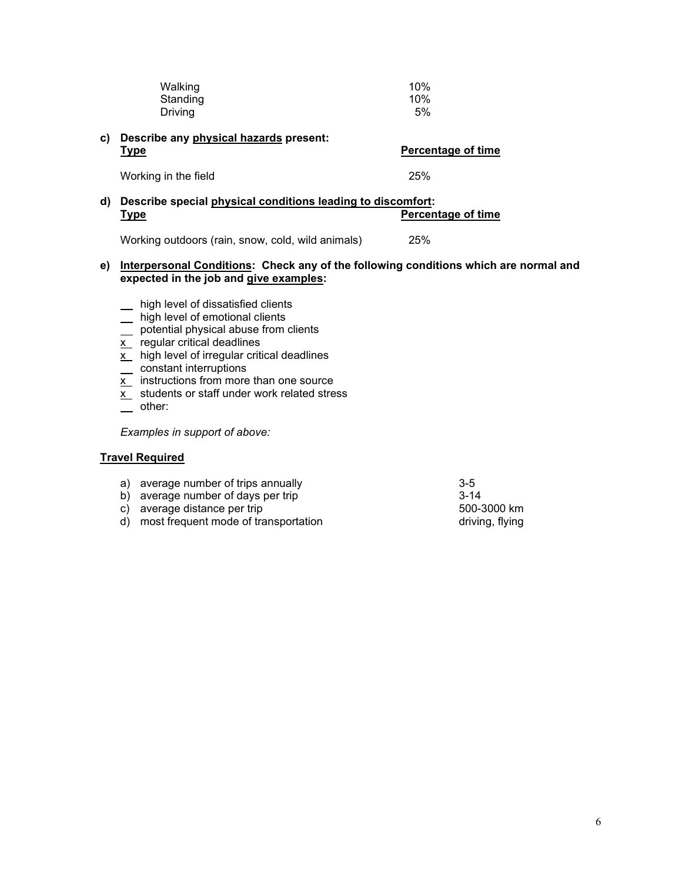| | |
|---|---|
| Walking | 10% |
| Standing | 10% |
| Driving | 5% |

**c) Describe any physical hazards present:**

| **Type** | **Percentage of time** |
|---|---|
| Working in the field | 25% |

**d) Describe special physical conditions leading to discomfort:**

| **Type** | **Percentage of time** |
|---|---|
| Working outdoors (rain, snow, cold, wild animals) | 25% |

**e) Interpersonal Conditions: Check any of the following conditions which are normal and expected in the job and give examples:**

- __ high level of dissatisfied clients
- __ high level of emotional clients
- __ potential physical abuse from clients
- x regular critical deadlines
- x high level of irregular critical deadlines
- __ constant interruptions
- x instructions from more than one source
- x students or staff under work related stress
- __ other:

*Examples in support of above:*

**Travel Required**

| | |
|---|---|
| a) average number of trips annually | 3-5 |
| b) average number of days per trip | 3-14 |
| c) average distance per trip | 500-3000 km |
| d) most frequent mode of transportation | driving, flying |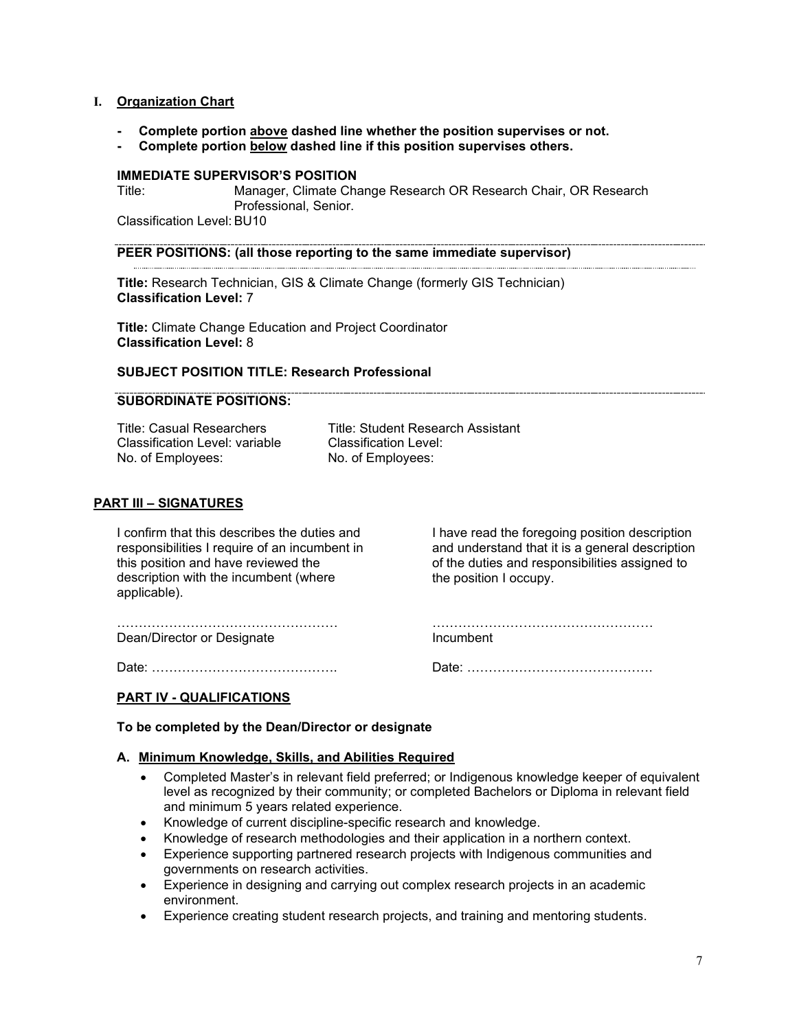## I. Organization Chart

- **Complete portion above dashed line whether the position supervises or not.**
- **Complete portion below dashed line if this position supervises others.**

**IMMEDIATE SUPERVISOR'S POSITION**

Title: Manager, Climate Change Research OR Research Chair, OR Research Professional, Senior.

Classification Level: BU10

---

**PEER POSITIONS: (all those reporting to the same immediate supervisor)**

**Title:** Research Technician, GIS & Climate Change (formerly GIS Technician)
**Classification Level:** 7

**Title:** Climate Change Education and Project Coordinator
**Classification Level:** 8

**SUBJECT POSITION TITLE: Research Professional**

---

**SUBORDINATE POSITIONS:**

| | |
|---|---|
| Title: Casual Researchers | Title: Student Research Assistant |
| Classification Level: variable | Classification Level: |
| No. of Employees: | No. of Employees: |

## PART III – SIGNATURES

| | |
|---|---|
| I confirm that this describes the duties and responsibilities I require of an incumbent in this position and have reviewed the description with the incumbent (where applicable). | I have read the foregoing position description and understand that it is a general description of the duties and responsibilities assigned to the position I occupy. |
| …………………………………………… Dean/Director or Designate | …………………………………………… Incumbent |
| Date: ……………………………………. | Date: ……………………………………. |

## PART IV - QUALIFICATIONS

**To be completed by the Dean/Director or designate**

### A. Minimum Knowledge, Skills, and Abilities Required

- Completed Master's in relevant field preferred; or Indigenous knowledge keeper of equivalent level as recognized by their community; or completed Bachelors or Diploma in relevant field and minimum 5 years related experience.
- Knowledge of current discipline-specific research and knowledge.
- Knowledge of research methodologies and their application in a northern context.
- Experience supporting partnered research projects with Indigenous communities and governments on research activities.
- Experience in designing and carrying out complex research projects in an academic environment.
- Experience creating student research projects, and training and mentoring students.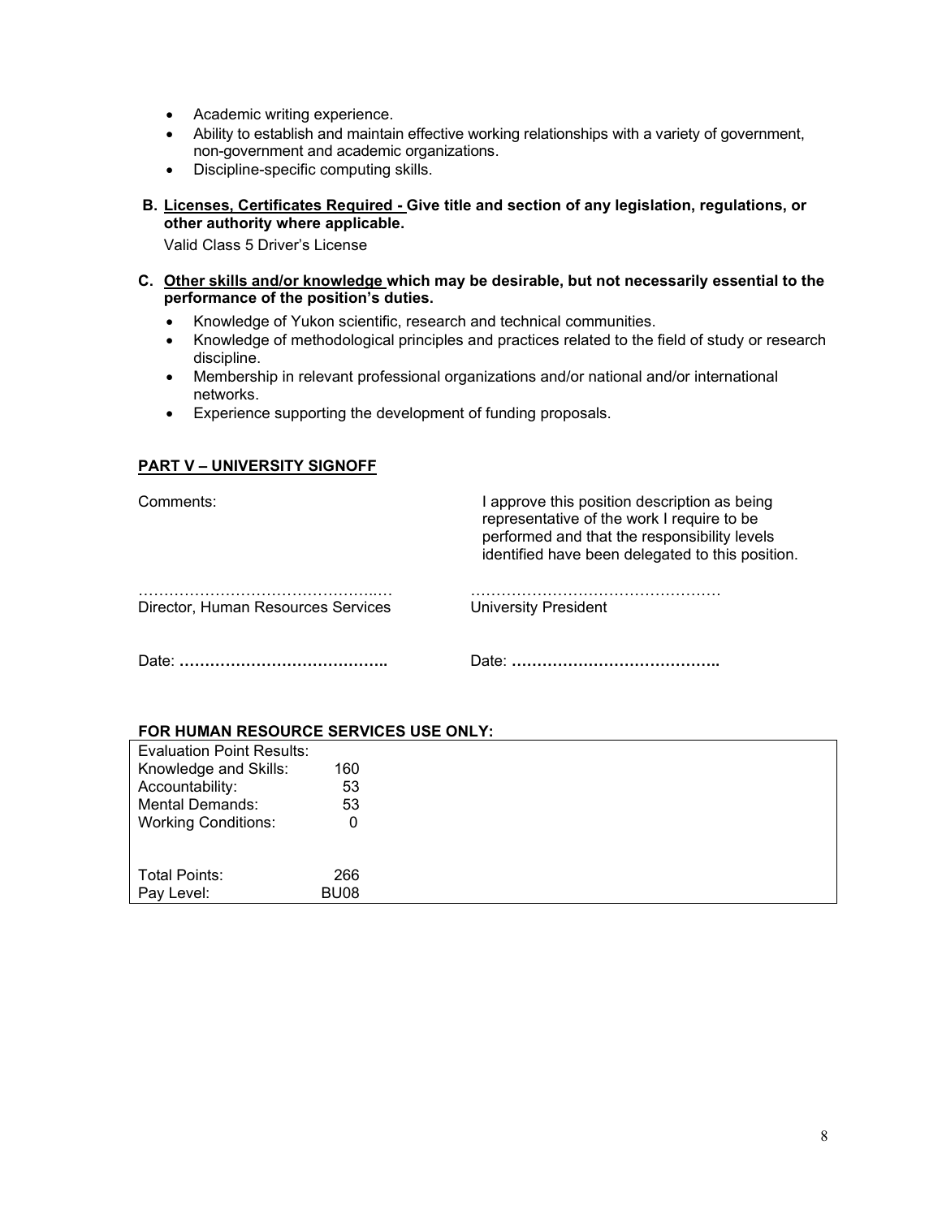- Academic writing experience.
- Ability to establish and maintain effective working relationships with a variety of government, non-government and academic organizations.
- Discipline-specific computing skills.

**B. Licenses, Certificates Required - Give title and section of any legislation, regulations, or other authority where applicable.**

Valid Class 5 Driver's License

**C. Other skills and/or knowledge which may be desirable, but not necessarily essential to the performance of the position's duties.**

- Knowledge of Yukon scientific, research and technical communities.
- Knowledge of methodological principles and practices related to the field of study or research discipline.
- Membership in relevant professional organizations and/or national and/or international networks.
- Experience supporting the development of funding proposals.

## PART V – UNIVERSITY SIGNOFF

Comments:

I approve this position description as being representative of the work I require to be performed and that the responsibility levels identified have been delegated to this position.

…………………………………………

Director, Human Resources Services

Date: …………………………………..

…………………………………………

University President

Date: …………………………………..

**FOR HUMAN RESOURCE SERVICES USE ONLY:**

| | |
|---|---|
| Evaluation Point Results: | |
| Knowledge and Skills: | 160 |
| Accountability: | 53 |
| Mental Demands: | 53 |
| Working Conditions: | 0 |
| | |
| Total Points: | 266 |
| Pay Level: | BU08 |